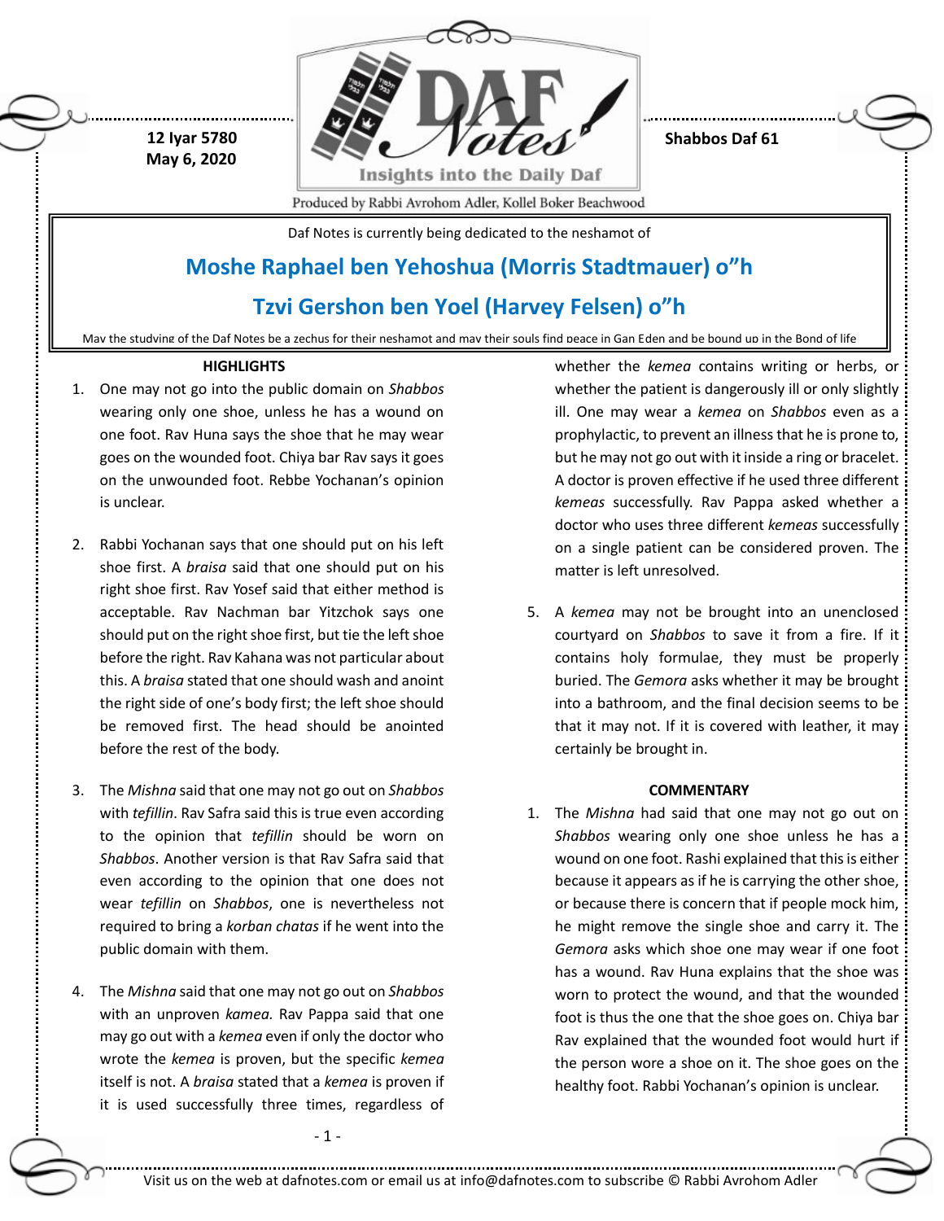12 Iyar 5780
May 6, 2020

Shabbos Daf 61

Daf Notes is currently being dedicated to the neshamot of

## Moshe Raphael ben Yehoshua (Morris Stadtmauer) o"h

## Tzvi Gershon ben Yoel (Harvey Felsen) o"h

May the studying of the Daf Notes be a zechus for their neshamot and may their souls find peace in Gan Eden and be bound up in the Bond of life

### HIGHLIGHTS

1. One may not go into the public domain on *Shabbos* wearing only one shoe, unless he has a wound on one foot. Rav Huna says the shoe that he may wear goes on the wounded foot. Chiya bar Rav says it goes on the unwounded foot. Rebbe Yochanan's opinion is unclear.

2. Rabbi Yochanan says that one should put on his left shoe first. A *braisa* said that one should put on his right shoe first. Rav Yosef said that either method is acceptable. Rav Nachman bar Yitzchok says one should put on the right shoe first, but tie the left shoe before the right. Rav Kahana was not particular about this. A *braisa* stated that one should wash and anoint the right side of one's body first; the left shoe should be removed first. The head should be anointed before the rest of the body.

3. The *Mishna* said that one may not go out on *Shabbos* with *tefillin*. Rav Safra said this is true even according to the opinion that *tefillin* should be worn on *Shabbos*. Another version is that Rav Safra said that even according to the opinion that one does not wear *tefillin* on *Shabbos*, one is nevertheless not required to bring a *korban chatas* if he went into the public domain with them.

4. The *Mishna* said that one may not go out on *Shabbos* with an unproven *kamea.* Rav Pappa said that one may go out with a *kemea* even if only the doctor who wrote the *kemea* is proven, but the specific *kemea* itself is not. A *braisa* stated that a *kemea* is proven if it is used successfully three times, regardless of whether the *kemea* contains writing or herbs, or whether the patient is dangerously ill or only slightly ill. One may wear a *kemea* on *Shabbos* even as a prophylactic, to prevent an illness that he is prone to, but he may not go out with it inside a ring or bracelet. A doctor is proven effective if he used three different *kemeas* successfully. Rav Pappa asked whether a doctor who uses three different *kemeas* successfully on a single patient can be considered proven. The matter is left unresolved.

5. A *kemea* may not be brought into an unenclosed courtyard on *Shabbos* to save it from a fire. If it contains holy formulae, they must be properly buried. The *Gemora* asks whether it may be brought into a bathroom, and the final decision seems to be that it may not. If it is covered with leather, it may certainly be brought in.

### COMMENTARY

1. The *Mishna* had said that one may not go out on *Shabbos* wearing only one shoe unless he has a wound on one foot. Rashi explained that this is either because it appears as if he is carrying the other shoe, or because there is concern that if people mock him, he might remove the single shoe and carry it. The *Gemora* asks which shoe one may wear if one foot has a wound. Rav Huna explains that the shoe was worn to protect the wound, and that the wounded foot is thus the one that the shoe goes on. Chiya bar Rav explained that the wounded foot would hurt if the person wore a shoe on it. The shoe goes on the healthy foot. Rabbi Yochanan's opinion is unclear.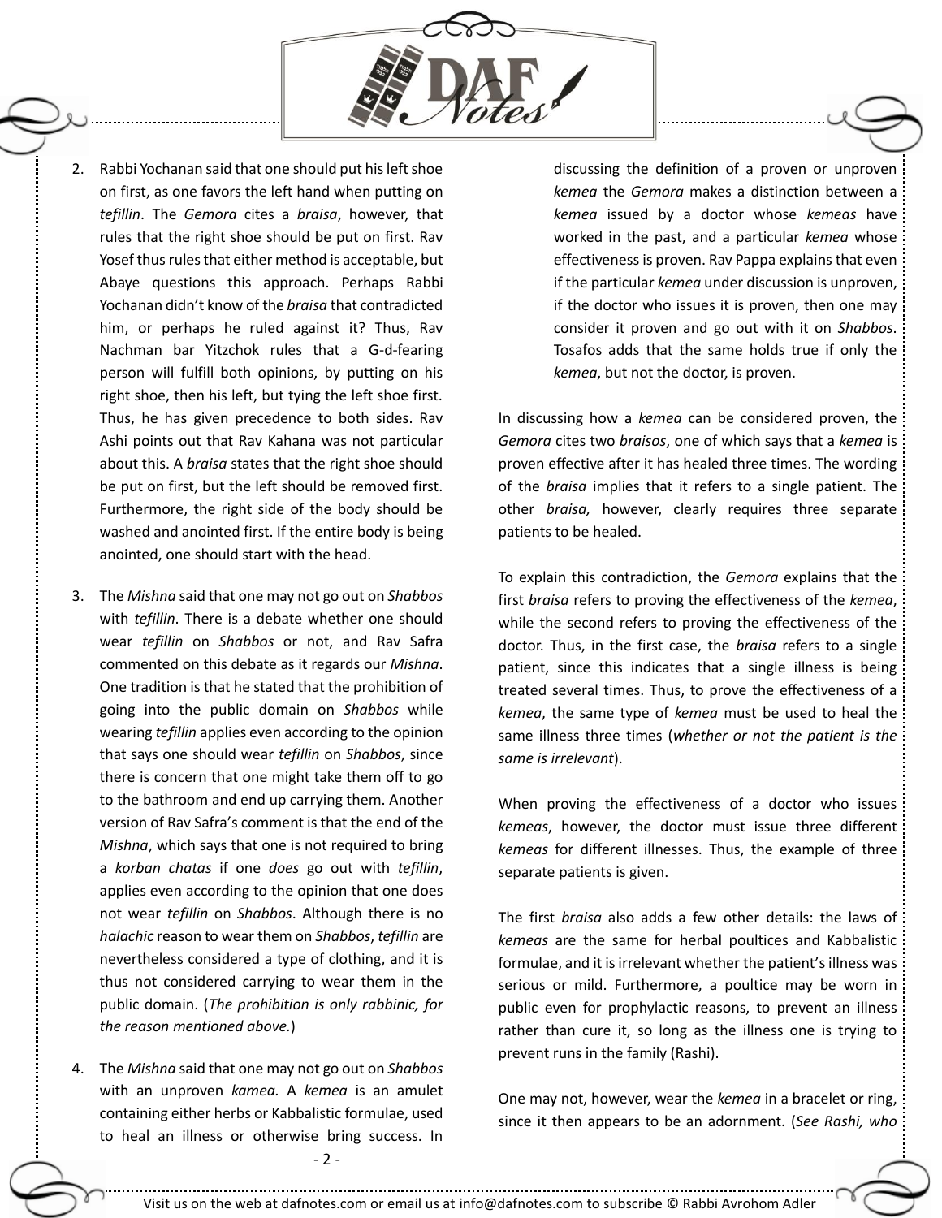2. Rabbi Yochanan said that one should put his left shoe on first, as one favors the left hand when putting on *tefillin*. The *Gemora* cites a *braisa*, however, that rules that the right shoe should be put on first. Rav Yosef thus rules that either method is acceptable, but Abaye questions this approach. Perhaps Rabbi Yochanan didn't know of the *braisa* that contradicted him, or perhaps he ruled against it? Thus, Rav Nachman bar Yitzchok rules that a G-d-fearing person will fulfill both opinions, by putting on his right shoe, then his left, but tying the left shoe first. Thus, he has given precedence to both sides. Rav Ashi points out that Rav Kahana was not particular about this. A *braisa* states that the right shoe should be put on first, but the left should be removed first. Furthermore, the right side of the body should be washed and anointed first. If the entire body is being anointed, one should start with the head.

3. The *Mishna* said that one may not go out on *Shabbos* with *tefillin*. There is a debate whether one should wear *tefillin* on *Shabbos* or not, and Rav Safra commented on this debate as it regards our *Mishna*. One tradition is that he stated that the prohibition of going into the public domain on *Shabbos* while wearing *tefillin* applies even according to the opinion that says one should wear *tefillin* on *Shabbos*, since there is concern that one might take them off to go to the bathroom and end up carrying them. Another version of Rav Safra's comment is that the end of the *Mishna*, which says that one is not required to bring a *korban chatas* if one *does* go out with *tefillin*, applies even according to the opinion that one does not wear *tefillin* on *Shabbos*. Although there is no *halachic* reason to wear them on *Shabbos*, *tefillin* are nevertheless considered a type of clothing, and it is thus not considered carrying to wear them in the public domain. (*The prohibition is only rabbinic, for the reason mentioned above.*)

4. The *Mishna* said that one may not go out on *Shabbos* with an unproven *kamea.* A *kemea* is an amulet containing either herbs or Kabbalistic formulae, used to heal an illness or otherwise bring success. In discussing the definition of a proven or unproven *kemea* the *Gemora* makes a distinction between a *kemea* issued by a doctor whose *kemeas* have worked in the past, and a particular *kemea* whose effectiveness is proven. Rav Pappa explains that even if the particular *kemea* under discussion is unproven, if the doctor who issues it is proven, then one may consider it proven and go out with it on *Shabbos*. Tosafos adds that the same holds true if only the *kemea*, but not the doctor, is proven.

In discussing how a *kemea* can be considered proven, the *Gemora* cites two *braisos*, one of which says that a *kemea* is proven effective after it has healed three times. The wording of the *braisa* implies that it refers to a single patient. The other *braisa,* however, clearly requires three separate patients to be healed.

To explain this contradiction, the *Gemora* explains that the first *braisa* refers to proving the effectiveness of the *kemea*, while the second refers to proving the effectiveness of the doctor. Thus, in the first case, the *braisa* refers to a single patient, since this indicates that a single illness is being treated several times. Thus, to prove the effectiveness of a *kemea*, the same type of *kemea* must be used to heal the same illness three times (*whether or not the patient is the same is irrelevant*).

When proving the effectiveness of a doctor who issues *kemeas*, however, the doctor must issue three different *kemeas* for different illnesses. Thus, the example of three separate patients is given.

The first *braisa* also adds a few other details: the laws of *kemeas* are the same for herbal poultices and Kabbalistic formulae, and it is irrelevant whether the patient's illness was serious or mild. Furthermore, a poultice may be worn in public even for prophylactic reasons, to prevent an illness rather than cure it, so long as the illness one is trying to prevent runs in the family (Rashi).

One may not, however, wear the *kemea* in a bracelet or ring, since it then appears to be an adornment. (*See Rashi, who*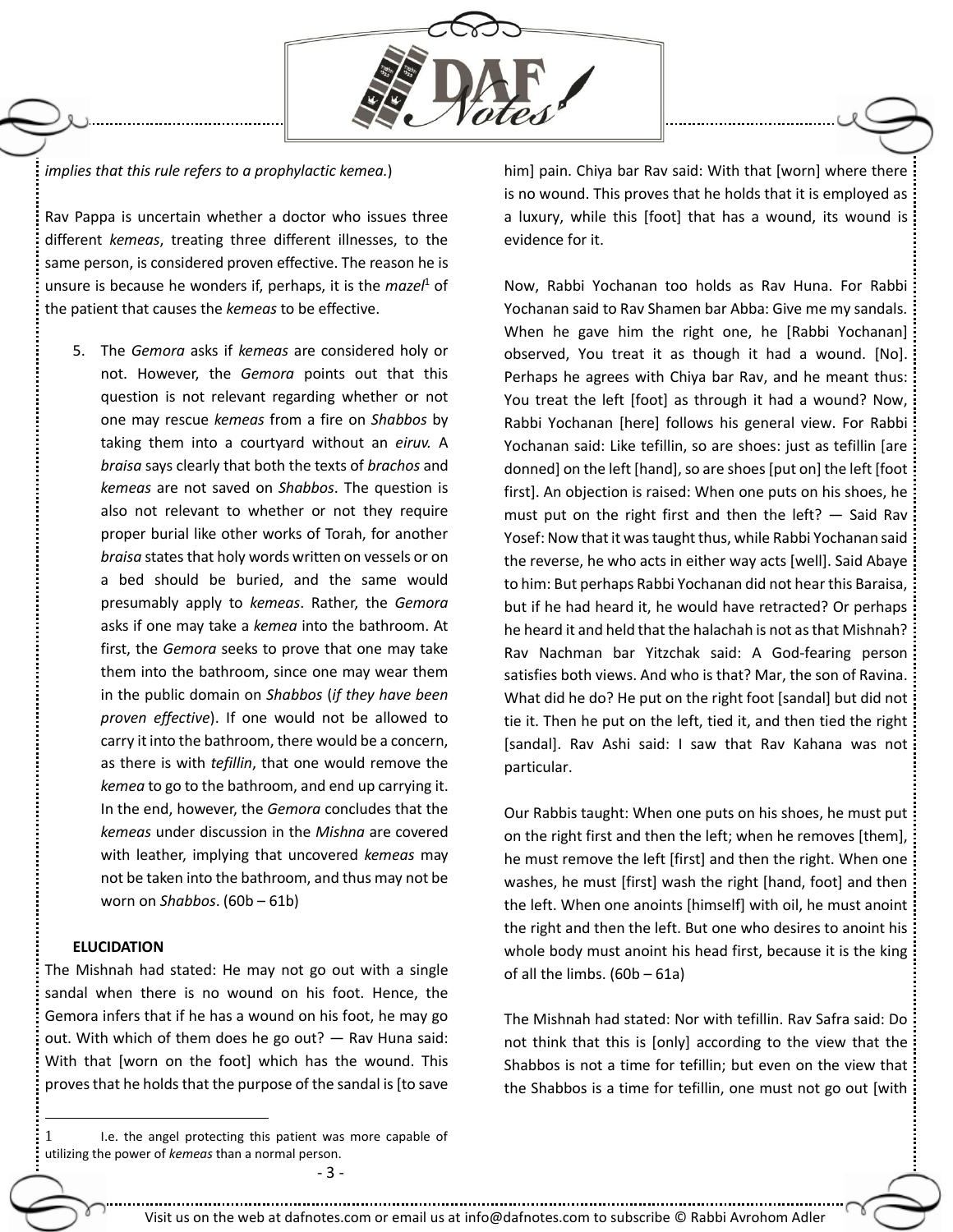*implies that this rule refers to a prophylactic kemea.*)

Rav Pappa is uncertain whether a doctor who issues three different *kemeas*, treating three different illnesses, to the same person, is considered proven effective. The reason he is unsure is because he wonders if, perhaps, it is the *mazel*[1] of the patient that causes the *kemeas* to be effective.

5. The *Gemora* asks if *kemeas* are considered holy or not. However, the *Gemora* points out that this question is not relevant regarding whether or not one may rescue *kemeas* from a fire on *Shabbos* by taking them into a courtyard without an *eiruv.* A *braisa* says clearly that both the texts of *brachos* and *kemeas* are not saved on *Shabbos*. The question is also not relevant to whether or not they require proper burial like other works of Torah, for another *braisa* states that holy words written on vessels or on a bed should be buried, and the same would presumably apply to *kemeas*. Rather, the *Gemora* asks if one may take a *kemea* into the bathroom. At first, the *Gemora* seeks to prove that one may take them into the bathroom, since one may wear them in the public domain on *Shabbos* (*if they have been proven effective*). If one would not be allowed to carry it into the bathroom, there would be a concern, as there is with *tefillin*, that one would remove the *kemea* to go to the bathroom, and end up carrying it. In the end, however, the *Gemora* concludes that the *kemeas* under discussion in the *Mishna* are covered with leather, implying that uncovered *kemeas* may not be taken into the bathroom, and thus may not be worn on *Shabbos*. (60b – 61b)

**ELUCIDATION**

The Mishnah had stated: He may not go out with a single sandal when there is no wound on his foot. Hence, the Gemora infers that if he has a wound on his foot, he may go out. With which of them does he go out? — Rav Huna said: With that [worn on the foot] which has the wound. This proves that he holds that the purpose of the sandal is [to save him] pain. Chiya bar Rav said: With that [worn] where there is no wound. This proves that he holds that it is employed as a luxury, while this [foot] that has a wound, its wound is evidence for it.

Now, Rabbi Yochanan too holds as Rav Huna. For Rabbi Yochanan said to Rav Shamen bar Abba: Give me my sandals. When he gave him the right one, he [Rabbi Yochanan] observed, You treat it as though it had a wound. [No]. Perhaps he agrees with Chiya bar Rav, and he meant thus: You treat the left [foot] as through it had a wound? Now, Rabbi Yochanan [here] follows his general view. For Rabbi Yochanan said: Like tefillin, so are shoes: just as tefillin [are donned] on the left [hand], so are shoes [put on] the left [foot first]. An objection is raised: When one puts on his shoes, he must put on the right first and then the left? — Said Rav Yosef: Now that it was taught thus, while Rabbi Yochanan said the reverse, he who acts in either way acts [well]. Said Abaye to him: But perhaps Rabbi Yochanan did not hear this Baraisa, but if he had heard it, he would have retracted? Or perhaps he heard it and held that the halachah is not as that Mishnah? Rav Nachman bar Yitzchak said: A God-fearing person satisfies both views. And who is that? Mar, the son of Ravina. What did he do? He put on the right foot [sandal] but did not tie it. Then he put on the left, tied it, and then tied the right [sandal]. Rav Ashi said: I saw that Rav Kahana was not particular.

Our Rabbis taught: When one puts on his shoes, he must put on the right first and then the left; when he removes [them], he must remove the left [first] and then the right. When one washes, he must [first] wash the right [hand, foot] and then the left. When one anoints [himself] with oil, he must anoint the right and then the left. But one who desires to anoint his whole body must anoint his head first, because it is the king of all the limbs. (60b – 61a)

The Mishnah had stated: Nor with tefillin. Rav Safra said: Do not think that this is [only] according to the view that the Shabbos is not a time for tefillin; but even on the view that the Shabbos is a time for tefillin, one must not go out [with

---

[1] I.e. the angel protecting this patient was more capable of utilizing the power of *kemeas* than a normal person.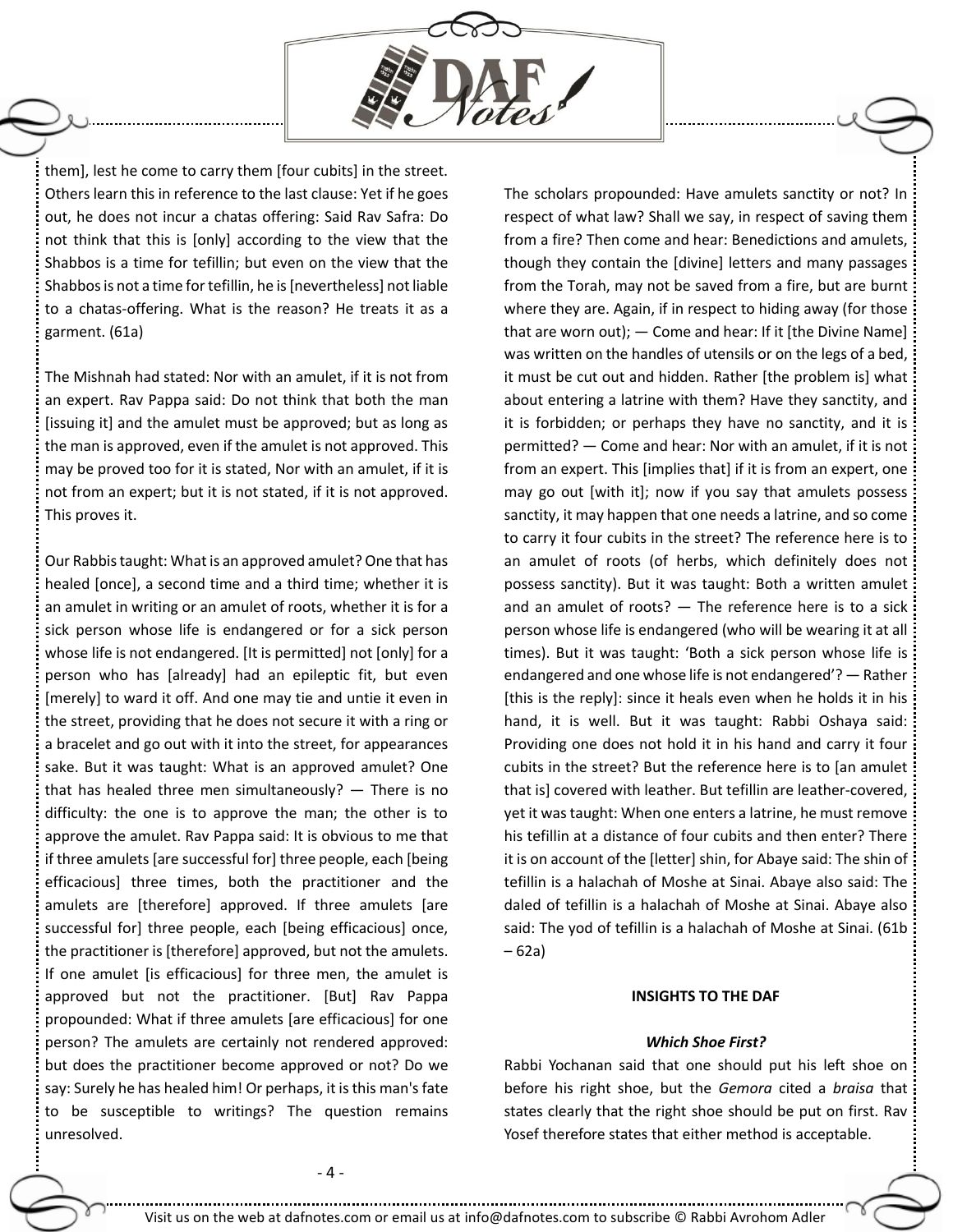them], lest he come to carry them [four cubits] in the street. Others learn this in reference to the last clause: Yet if he goes out, he does not incur a chatas offering: Said Rav Safra: Do not think that this is [only] according to the view that the Shabbos is a time for tefillin; but even on the view that the Shabbos is not a time for tefillin, he is [nevertheless] not liable to a chatas-offering. What is the reason? He treats it as a garment. (61a)

The Mishnah had stated: Nor with an amulet, if it is not from an expert. Rav Pappa said: Do not think that both the man [issuing it] and the amulet must be approved; but as long as the man is approved, even if the amulet is not approved. This may be proved too for it is stated, Nor with an amulet, if it is not from an expert; but it is not stated, if it is not approved. This proves it.

Our Rabbis taught: What is an approved amulet? One that has healed [once], a second time and a third time; whether it is an amulet in writing or an amulet of roots, whether it is for a sick person whose life is endangered or for a sick person whose life is not endangered. [It is permitted] not [only] for a person who has [already] had an epileptic fit, but even [merely] to ward it off. And one may tie and untie it even in the street, providing that he does not secure it with a ring or a bracelet and go out with it into the street, for appearances sake. But it was taught: What is an approved amulet? One that has healed three men simultaneously? — There is no difficulty: the one is to approve the man; the other is to approve the amulet. Rav Pappa said: It is obvious to me that if three amulets [are successful for] three people, each [being efficacious] three times, both the practitioner and the amulets are [therefore] approved. If three amulets [are successful for] three people, each [being efficacious] once, the practitioner is [therefore] approved, but not the amulets. If one amulet [is efficacious] for three men, the amulet is approved but not the practitioner. [But] Rav Pappa propounded: What if three amulets [are efficacious] for one person? The amulets are certainly not rendered approved: but does the practitioner become approved or not? Do we say: Surely he has healed him! Or perhaps, it is this man's fate to be susceptible to writings? The question remains unresolved.

The scholars propounded: Have amulets sanctity or not? In respect of what law? Shall we say, in respect of saving them from a fire? Then come and hear: Benedictions and amulets, though they contain the [divine] letters and many passages from the Torah, may not be saved from a fire, but are burnt where they are. Again, if in respect to hiding away (for those that are worn out); — Come and hear: If it [the Divine Name] was written on the handles of utensils or on the legs of a bed, it must be cut out and hidden. Rather [the problem is] what about entering a latrine with them? Have they sanctity, and it is forbidden; or perhaps they have no sanctity, and it is permitted? — Come and hear: Nor with an amulet, if it is not from an expert. This [implies that] if it is from an expert, one may go out [with it]; now if you say that amulets possess sanctity, it may happen that one needs a latrine, and so come to carry it four cubits in the street? The reference here is to an amulet of roots (of herbs, which definitely does not possess sanctity). But it was taught: Both a written amulet and an amulet of roots? — The reference here is to a sick person whose life is endangered (who will be wearing it at all times). But it was taught: 'Both a sick person whose life is endangered and one whose life is not endangered'? — Rather [this is the reply]: since it heals even when he holds it in his hand, it is well. But it was taught: Rabbi Oshaya said: Providing one does not hold it in his hand and carry it four cubits in the street? But the reference here is to [an amulet that is] covered with leather. But tefillin are leather-covered, yet it was taught: When one enters a latrine, he must remove his tefillin at a distance of four cubits and then enter? There it is on account of the [letter] shin, for Abaye said: The shin of tefillin is a halachah of Moshe at Sinai. Abaye also said: The daled of tefillin is a halachah of Moshe at Sinai. Abaye also said: The yod of tefillin is a halachah of Moshe at Sinai. (61b – 62a)

**INSIGHTS TO THE DAF**

***Which Shoe First?***

Rabbi Yochanan said that one should put his left shoe on before his right shoe, but the *Gemora* cited a *braisa* that states clearly that the right shoe should be put on first. Rav Yosef therefore states that either method is acceptable.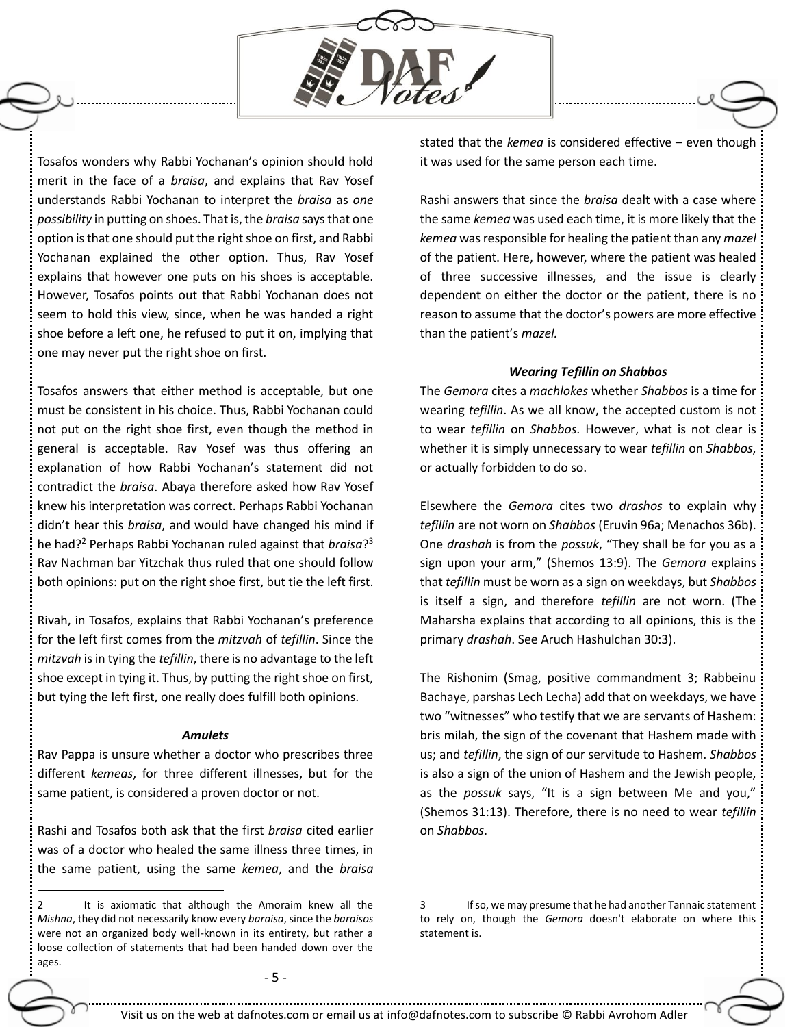Tosafos wonders why Rabbi Yochanan's opinion should hold merit in the face of a *braisa*, and explains that Rav Yosef understands Rabbi Yochanan to interpret the *braisa* as *one possibility* in putting on shoes. That is, the *braisa* says that one option is that one should put the right shoe on first, and Rabbi Yochanan explained the other option. Thus, Rav Yosef explains that however one puts on his shoes is acceptable. However, Tosafos points out that Rabbi Yochanan does not seem to hold this view, since, when he was handed a right shoe before a left one, he refused to put it on, implying that one may never put the right shoe on first.

Tosafos answers that either method is acceptable, but one must be consistent in his choice. Thus, Rabbi Yochanan could not put on the right shoe first, even though the method in general is acceptable. Rav Yosef was thus offering an explanation of how Rabbi Yochanan's statement did not contradict the *braisa*. Abaya therefore asked how Rav Yosef knew his interpretation was correct. Perhaps Rabbi Yochanan didn't hear this *braisa*, and would have changed his mind if he had?[2] Perhaps Rabbi Yochanan ruled against that *braisa*?[3] Rav Nachman bar Yitzchak thus ruled that one should follow both opinions: put on the right shoe first, but tie the left first.

Rivah, in Tosafos, explains that Rabbi Yochanan's preference for the left first comes from the *mitzvah* of *tefillin*. Since the *mitzvah* is in tying the *tefillin*, there is no advantage to the left shoe except in tying it. Thus, by putting the right shoe on first, but tying the left first, one really does fulfill both opinions.

### *Amulets*

Rav Pappa is unsure whether a doctor who prescribes three different *kemeas*, for three different illnesses, but for the same patient, is considered a proven doctor or not.

Rashi and Tosafos both ask that the first *braisa* cited earlier was of a doctor who healed the same illness three times, in the same patient, using the same *kemea*, and the *braisa* stated that the *kemea* is considered effective – even though it was used for the same person each time.

Rashi answers that since the *braisa* dealt with a case where the same *kemea* was used each time, it is more likely that the *kemea* was responsible for healing the patient than any *mazel* of the patient. Here, however, where the patient was healed of three successive illnesses, and the issue is clearly dependent on either the doctor or the patient, there is no reason to assume that the doctor's powers are more effective than the patient's *mazel.*

### *Wearing Tefillin on Shabbos*

The *Gemora* cites a *machlokes* whether *Shabbos* is a time for wearing *tefillin*. As we all know, the accepted custom is not to wear *tefillin* on *Shabbos*. However, what is not clear is whether it is simply unnecessary to wear *tefillin* on *Shabbos*, or actually forbidden to do so.

Elsewhere the *Gemora* cites two *drashos* to explain why *tefillin* are not worn on *Shabbos* (Eruvin 96a; Menachos 36b). One *drashah* is from the *possuk*, "They shall be for you as a sign upon your arm," (Shemos 13:9). The *Gemora* explains that *tefillin* must be worn as a sign on weekdays, but *Shabbos* is itself a sign, and therefore *tefillin* are not worn. (The Maharsha explains that according to all opinions, this is the primary *drashah*. See Aruch Hashulchan 30:3).

The Rishonim (Smag, positive commandment 3; Rabbeinu Bachaye, parshas Lech Lecha) add that on weekdays, we have two "witnesses" who testify that we are servants of Hashem: bris milah, the sign of the covenant that Hashem made with us; and *tefillin*, the sign of our servitude to Hashem. *Shabbos* is also a sign of the union of Hashem and the Jewish people, as the *possuk* says, "It is a sign between Me and you," (Shemos 31:13). Therefore, there is no need to wear *tefillin* on *Shabbos*.

---

2 It is axiomatic that although the Amoraim knew all the *Mishna*, they did not necessarily know every *baraisa*, since the *baraisos* were not an organized body well-known in its entirety, but rather a loose collection of statements that had been handed down over the ages.

3 If so, we may presume that he had another Tannaic statement to rely on, though the *Gemora* doesn't elaborate on where this statement is.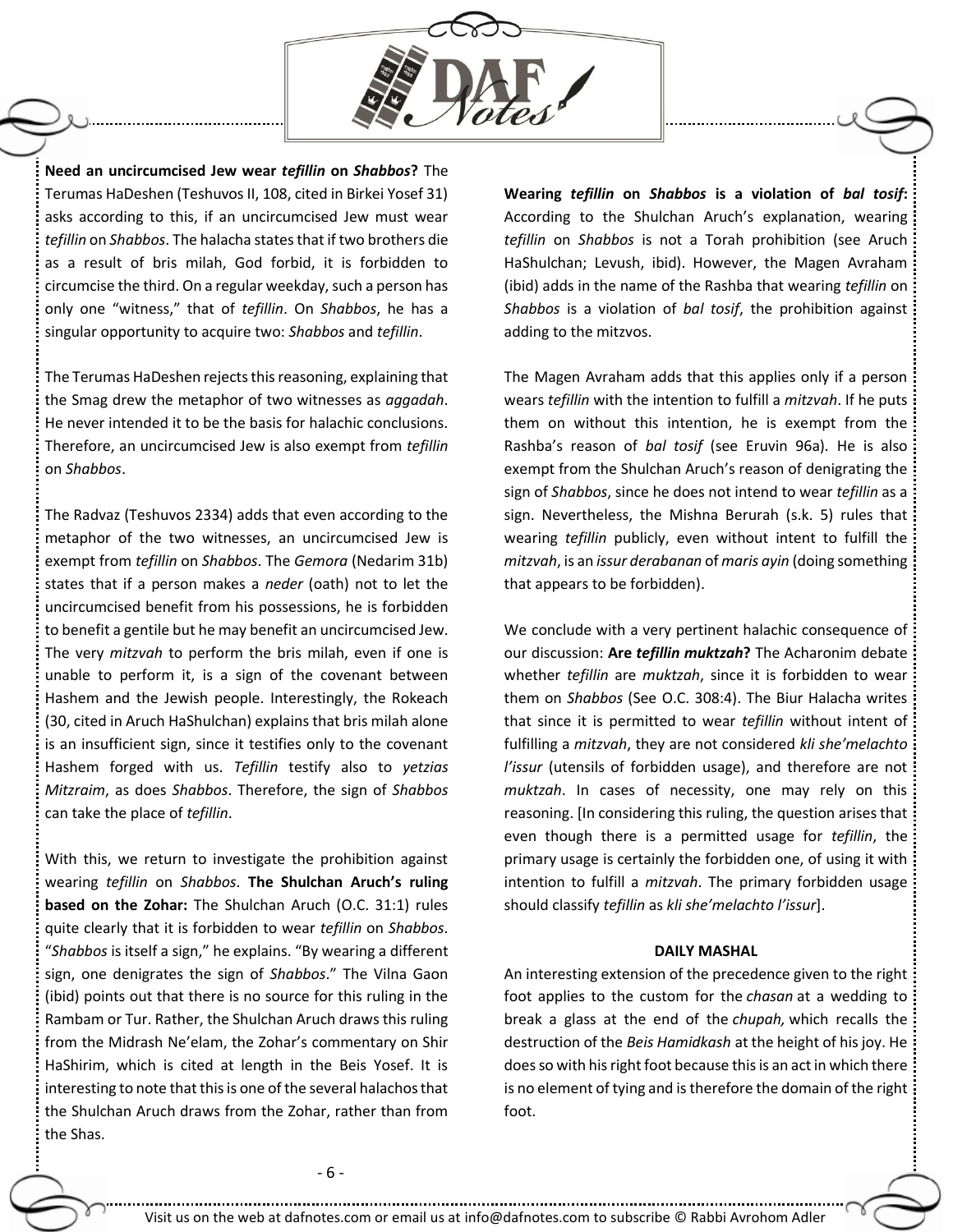**Need an uncircumcised Jew wear *tefillin* on *Shabbos*?** The Terumas HaDeshen (Teshuvos II, 108, cited in Birkei Yosef 31) asks according to this, if an uncircumcised Jew must wear *tefillin* on *Shabbos*. The halacha states that if two brothers die as a result of bris milah, God forbid, it is forbidden to circumcise the third. On a regular weekday, such a person has only one "witness," that of *tefillin*. On *Shabbos*, he has a singular opportunity to acquire two: *Shabbos* and *tefillin*.

The Terumas HaDeshen rejects this reasoning, explaining that the Smag drew the metaphor of two witnesses as *aggadah*. He never intended it to be the basis for halachic conclusions. Therefore, an uncircumcised Jew is also exempt from *tefillin* on *Shabbos*.

The Radvaz (Teshuvos 2334) adds that even according to the metaphor of the two witnesses, an uncircumcised Jew is exempt from *tefillin* on *Shabbos*. The *Gemora* (Nedarim 31b) states that if a person makes a *neder* (oath) not to let the uncircumcised benefit from his possessions, he is forbidden to benefit a gentile but he may benefit an uncircumcised Jew. The very *mitzvah* to perform the bris milah, even if one is unable to perform it, is a sign of the covenant between Hashem and the Jewish people. Interestingly, the Rokeach (30, cited in Aruch HaShulchan) explains that bris milah alone is an insufficient sign, since it testifies only to the covenant Hashem forged with us. *Tefillin* testify also to *yetzias Mitzraim*, as does *Shabbos*. Therefore, the sign of *Shabbos* can take the place of *tefillin*.

With this, we return to investigate the prohibition against wearing *tefillin* on *Shabbos*. **The Shulchan Aruch's ruling based on the Zohar:** The Shulchan Aruch (O.C. 31:1) rules quite clearly that it is forbidden to wear *tefillin* on *Shabbos*. "*Shabbos* is itself a sign," he explains. "By wearing a different sign, one denigrates the sign of *Shabbos*." The Vilna Gaon (ibid) points out that there is no source for this ruling in the Rambam or Tur. Rather, the Shulchan Aruch draws this ruling from the Midrash Ne'elam, the Zohar's commentary on Shir HaShirim, which is cited at length in the Beis Yosef. It is interesting to note that this is one of the several halachos that the Shulchan Aruch draws from the Zohar, rather than from the Shas.

**Wearing *tefillin* on *Shabbos* is a violation of *bal tosif*:** According to the Shulchan Aruch's explanation, wearing *tefillin* on *Shabbos* is not a Torah prohibition (see Aruch HaShulchan; Levush, ibid). However, the Magen Avraham (ibid) adds in the name of the Rashba that wearing *tefillin* on *Shabbos* is a violation of *bal tosif*, the prohibition against adding to the mitzvos.

The Magen Avraham adds that this applies only if a person wears *tefillin* with the intention to fulfill a *mitzvah*. If he puts them on without this intention, he is exempt from the Rashba's reason of *bal tosif* (see Eruvin 96a). He is also exempt from the Shulchan Aruch's reason of denigrating the sign of *Shabbos*, since he does not intend to wear *tefillin* as a sign. Nevertheless, the Mishna Berurah (s.k. 5) rules that wearing *tefillin* publicly, even without intent to fulfill the *mitzvah*, is an *issur derabanan* of *maris ayin* (doing something that appears to be forbidden).

We conclude with a very pertinent halachic consequence of our discussion: **Are *tefillin* *muktzah*?** The Acharonim debate whether *tefillin* are *muktzah*, since it is forbidden to wear them on *Shabbos* (See O.C. 308:4). The Biur Halacha writes that since it is permitted to wear *tefillin* without intent of fulfilling a *mitzvah*, they are not considered *kli she'melachto l'issur* (utensils of forbidden usage), and therefore are not *muktzah*. In cases of necessity, one may rely on this reasoning. [In considering this ruling, the question arises that even though there is a permitted usage for *tefillin*, the primary usage is certainly the forbidden one, of using it with intention to fulfill a *mitzvah*. The primary forbidden usage should classify *tefillin* as *kli she'melachto l'issur*].

### DAILY MASHAL

An interesting extension of the precedence given to the right foot applies to the custom for the *chasan* at a wedding to break a glass at the end of the *chupah,* which recalls the destruction of the *Beis Hamidkash* at the height of his joy. He does so with his right foot because this is an act in which there is no element of tying and is therefore the domain of the right foot.

Visit us on the web at dafnotes.com or email us at info@dafnotes.com to subscribe © Rabbi Avrohom Adler